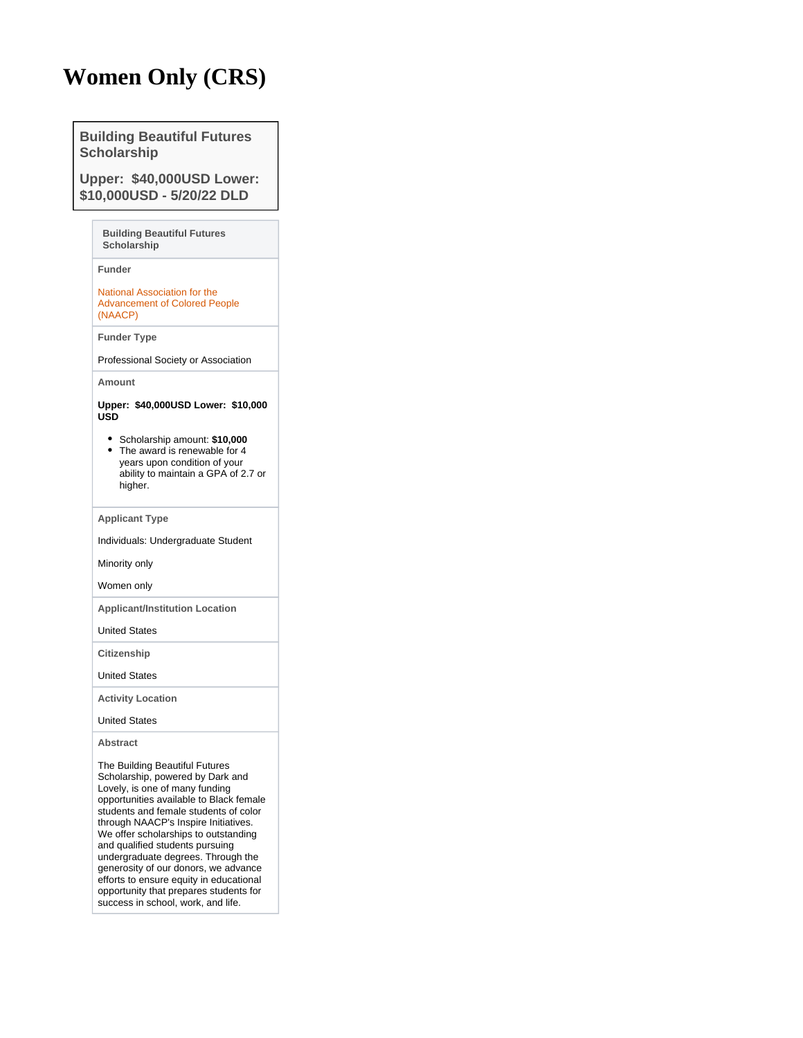# Women Only (CRS)

## Building Beautiful Futures Scholarship

**Upper: $40,000USD Lower: $10,000USD - 5/20/22 DLD**

**Building Beautiful Futures Scholarship**

**Funder**

National Association for the Advancement of Colored People (NAACP)

**Funder Type**

Professional Society or Association

**Amount**

**Upper: $40,000USD Lower: $10,000 USD**

- Scholarship amount: **$10,000**
- The award is renewable for 4 years upon condition of your ability to maintain a GPA of 2.7 or higher.

**Applicant Type**

Individuals: Undergraduate Student

Minority only

Women only

**Applicant/Institution Location**

United States

**Citizenship**

United States

**Activity Location**

United States

**Abstract**

The Building Beautiful Futures Scholarship, powered by Dark and Lovely, is one of many funding opportunities available to Black female students and female students of color through NAACP's Inspire Initiatives. We offer scholarships to outstanding and qualified students pursuing undergraduate degrees. Through the generosity of our donors, we advance efforts to ensure equity in educational opportunity that prepares students for success in school, work, and life.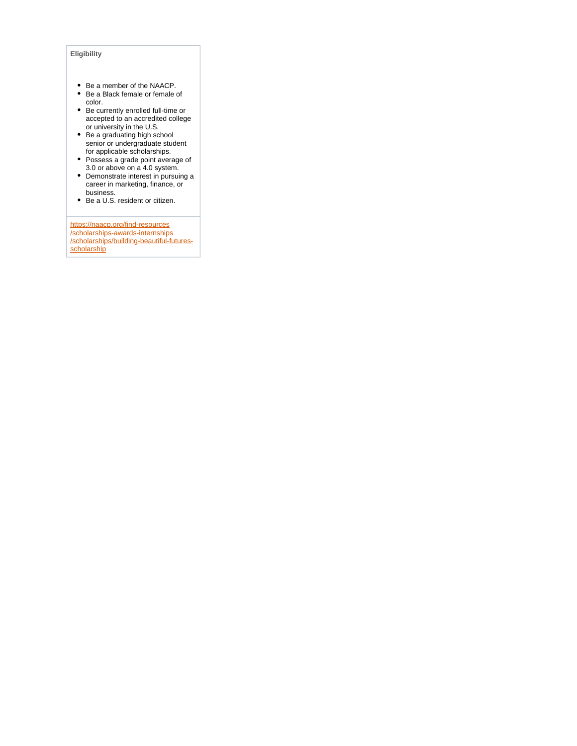**Eligibility**

- Be a member of the NAACP.
- Be a Black female or female of color.
- Be currently enrolled full-time or accepted to an accredited college or university in the U.S.
- Be a graduating high school senior or undergraduate student for applicable scholarships.
- Possess a grade point average of 3.0 or above on a 4.0 system.
- Demonstrate interest in pursuing a career in marketing, finance, or business.
- Be a U.S. resident or citizen.

https://naacp.org/find-resources/scholarships-awards-internships/scholarships/building-beautiful-futures-scholarship